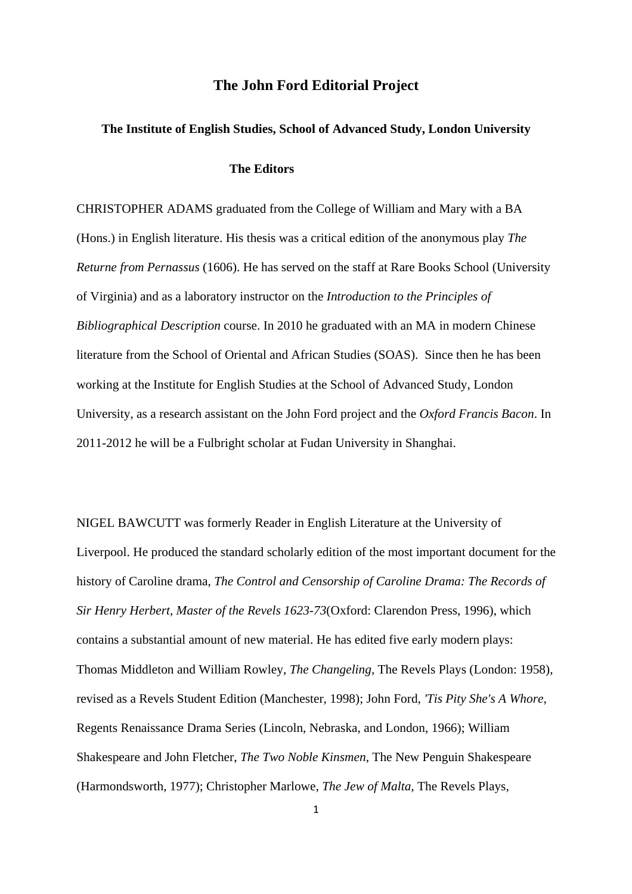# The John Ford Editorial Project

## The Institute of English Studies, School of Advanced Study, London University

### The Editors

CHRISTOPHER ADAMS graduated from the College of William and Mary with a BA (Hons.) in English literature. His thesis was a critical edition of the anonymous play *The Returne from Pernassus* (1606). He has served on the staff at Rare Books School (University of Virginia) and as a laboratory instructor on the *Introduction to the Principles of Bibliographical Description* course. In 2010 he graduated with an MA in modern Chinese literature from the School of Oriental and African Studies (SOAS). Since then he has been working at the Institute for English Studies at the School of Advanced Study, London University, as a research assistant on the John Ford project and the *Oxford Francis Bacon*. In 2011-2012 he will be a Fulbright scholar at Fudan University in Shanghai.

NIGEL BAWCUTT was formerly Reader in English Literature at the University of Liverpool. He produced the standard scholarly edition of the most important document for the history of Caroline drama, *The Control and Censorship of Caroline Drama: The Records of Sir Henry Herbert, Master of the Revels 1623-73*(Oxford: Clarendon Press, 1996), which contains a substantial amount of new material. He has edited five early modern plays: Thomas Middleton and William Rowley, *The Changeling,* The Revels Plays (London: 1958), revised as a Revels Student Edition (Manchester, 1998); John Ford, *'Tis Pity She's A Whore,* Regents Renaissance Drama Series (Lincoln, Nebraska, and London, 1966); William Shakespeare and John Fletcher, *The Two Noble Kinsmen*, The New Penguin Shakespeare (Harmondsworth, 1977); Christopher Marlowe, *The Jew of Malta,* The Revels Plays,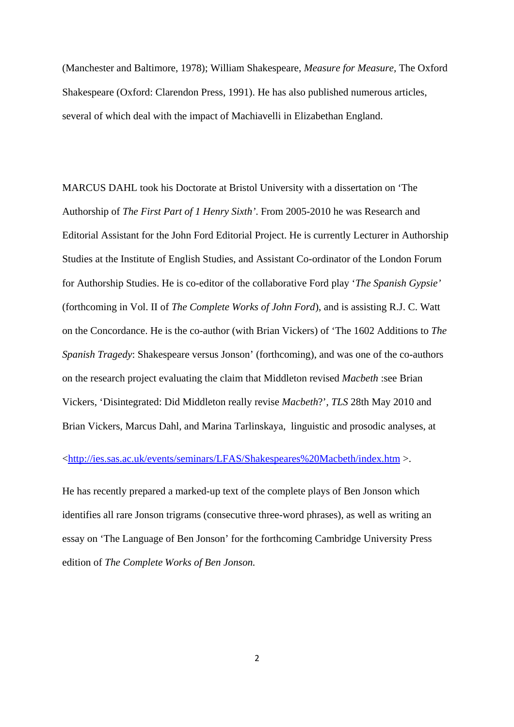(Manchester and Baltimore, 1978); William Shakespeare, *Measure for Measure,* The Oxford Shakespeare (Oxford: Clarendon Press, 1991). He has also published numerous articles, several of which deal with the impact of Machiavelli in Elizabethan England.

MARCUS DAHL took his Doctorate at Bristol University with a dissertation on 'The Authorship of *The First Part of 1 Henry Sixth'*. From 2005-2010 he was Research and Editorial Assistant for the John Ford Editorial Project. He is currently Lecturer in Authorship Studies at the Institute of English Studies, and Assistant Co-ordinator of the London Forum for Authorship Studies. He is co-editor of the collaborative Ford play '*The Spanish Gypsie'* (forthcoming in Vol. II of *The Complete Works of John Ford*), and is assisting R.J. C. Watt on the Concordance. He is the co-author (with Brian Vickers) of 'The 1602 Additions to *The Spanish Tragedy*: Shakespeare versus Jonson' (forthcoming), and was one of the co-authors on the research project evaluating the claim that Middleton revised *Macbeth* :see Brian Vickers, 'Disintegrated: Did Middleton really revise *Macbeth*?', *TLS* 28th May 2010 and Brian Vickers, Marcus Dahl, and Marina Tarlinskaya, linguistic and prosodic analyses, at

<http://ies.sas.ac.uk/events/seminars/LFAS/Shakespeares%20Macbeth/index.htm >.

He has recently prepared a marked-up text of the complete plays of Ben Jonson which identifies all rare Jonson trigrams (consecutive three-word phrases), as well as writing an essay on 'The Language of Ben Jonson' for the forthcoming Cambridge University Press edition of *The Complete Works of Ben Jonson.*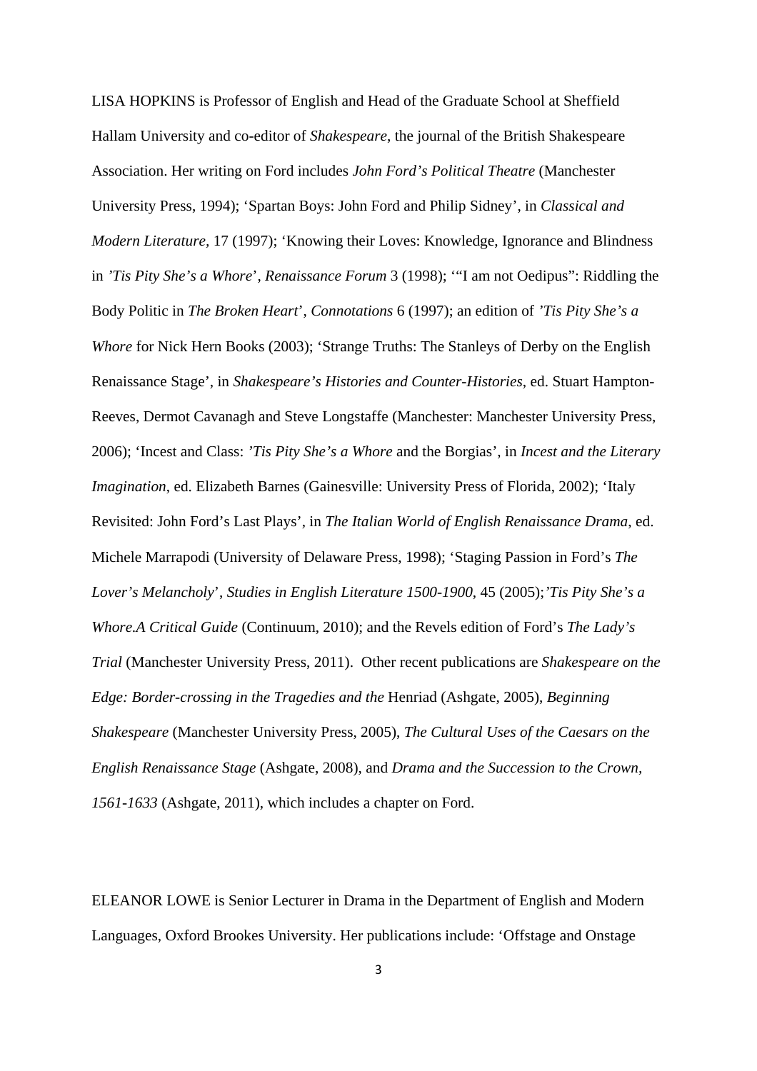LISA HOPKINS is Professor of English and Head of the Graduate School at Sheffield Hallam University and co-editor of *Shakespeare*, the journal of the British Shakespeare Association. Her writing on Ford includes *John Ford's Political Theatre* (Manchester University Press, 1994); 'Spartan Boys: John Ford and Philip Sidney', in *Classical and Modern Literature,* 17 (1997); 'Knowing their Loves: Knowledge, Ignorance and Blindness in *'Tis Pity She's a Whore*', *Renaissance Forum* 3 (1998); '"I am not Oedipus": Riddling the Body Politic in *The Broken Heart*', *Connotations* 6 (1997); an edition of *'Tis Pity She's a Whore* for Nick Hern Books (2003); 'Strange Truths: The Stanleys of Derby on the English Renaissance Stage', in *Shakespeare's Histories and Counter-Histories*, ed. Stuart Hampton-Reeves, Dermot Cavanagh and Steve Longstaffe (Manchester: Manchester University Press, 2006); 'Incest and Class: *'Tis Pity She's a Whore* and the Borgias', in *Incest and the Literary Imagination*, ed. Elizabeth Barnes (Gainesville: University Press of Florida, 2002); 'Italy Revisited: John Ford's Last Plays', in *The Italian World of English Renaissance Drama*, ed. Michele Marrapodi (University of Delaware Press, 1998); 'Staging Passion in Ford's *The Lover's Melancholy*', *Studies in English Literature 1500-1900*, 45 (2005);*'Tis Pity She's a Whore.A Critical Guide* (Continuum, 2010); and the Revels edition of Ford's *The Lady's Trial* (Manchester University Press, 2011). Other recent publications are *Shakespeare on the Edge: Border-crossing in the Tragedies and the* Henriad (Ashgate, 2005), *Beginning Shakespeare* (Manchester University Press, 2005), *The Cultural Uses of the Caesars on the English Renaissance Stage* (Ashgate, 2008), and *Drama and the Succession to the Crown, 1561-1633* (Ashgate, 2011), which includes a chapter on Ford.

ELEANOR LOWE is Senior Lecturer in Drama in the Department of English and Modern Languages, Oxford Brookes University. Her publications include: 'Offstage and Onstage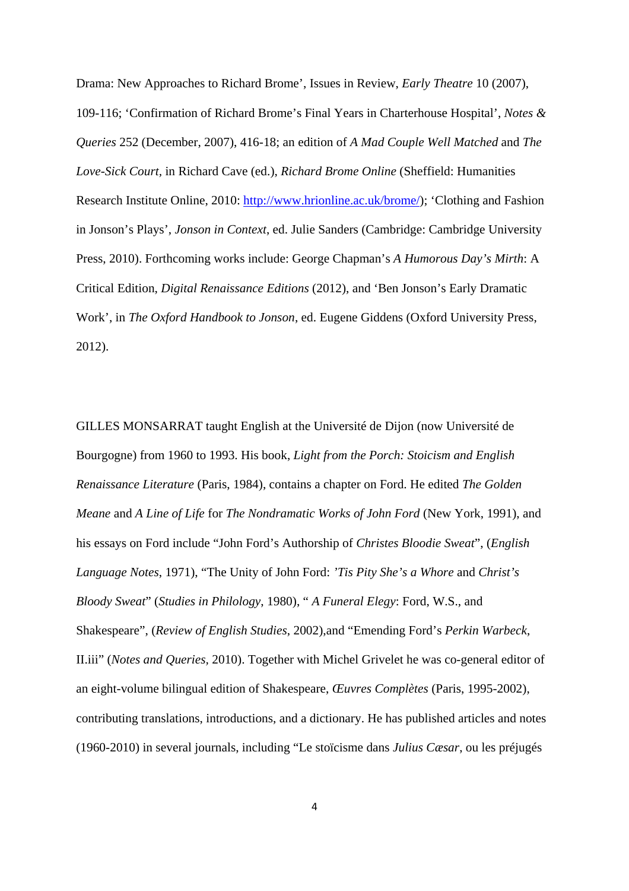Drama: New Approaches to Richard Brome', Issues in Review, *Early Theatre* 10 (2007), 109-116; 'Confirmation of Richard Brome's Final Years in Charterhouse Hospital', *Notes & Queries* 252 (December, 2007), 416-18; an edition of *A Mad Couple Well Matched* and *The Love-Sick Court*, in Richard Cave (ed.), *Richard Brome Online* (Sheffield: Humanities Research Institute Online, 2010: http://www.hrionline.ac.uk/brome/); 'Clothing and Fashion in Jonson's Plays', *Jonson in Context*, ed. Julie Sanders (Cambridge: Cambridge University Press, 2010). Forthcoming works include: George Chapman's *A Humorous Day's Mirth*: A Critical Edition, *Digital Renaissance Editions* (2012), and 'Ben Jonson's Early Dramatic Work', in *The Oxford Handbook to Jonson*, ed. Eugene Giddens (Oxford University Press, 2012).

GILLES MONSARRAT taught English at the Université de Dijon (now Université de Bourgogne) from 1960 to 1993. His book, *Light from the Porch: Stoicism and English Renaissance Literature* (Paris, 1984), contains a chapter on Ford. He edited *The Golden Meane* and *A Line of Life* for *The Nondramatic Works of John Ford* (New York, 1991), and his essays on Ford include "John Ford's Authorship of *Christes Bloodie Sweat*", (*English Language Notes*, 1971), "The Unity of John Ford: *'Tis Pity She's a Whore* and *Christ's Bloody Sweat*" (*Studies in Philology*, 1980), " *A Funeral Elegy*: Ford, W.S., and Shakespeare", (*Review of English Studies*, 2002),and "Emending Ford's *Perkin Warbeck*, II.iii" (*Notes and Queries*, 2010). Together with Michel Grivelet he was co-general editor of an eight-volume bilingual edition of Shakespeare, *Œuvres Complètes* (Paris, 1995-2002), contributing translations, introductions, and a dictionary. He has published articles and notes (1960-2010) in several journals, including "Le stoïcisme dans *Julius Cæsar*, ou les préjugés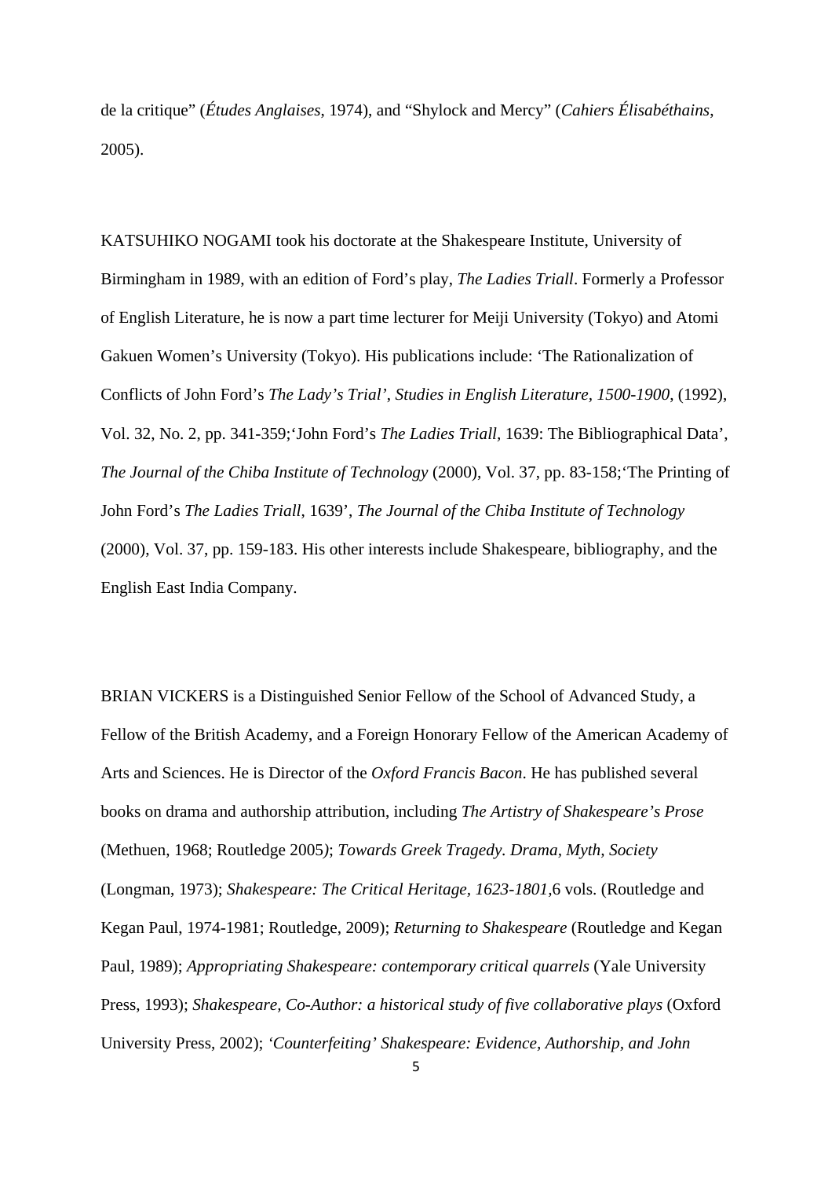de la critique" (*Études Anglaises*, 1974), and "Shylock and Mercy" (*Cahiers Élisabéthains*, 2005).

KATSUHIKO NOGAMI took his doctorate at the Shakespeare Institute, University of Birmingham in 1989, with an edition of Ford's play, *The Ladies Triall*. Formerly a Professor of English Literature, he is now a part time lecturer for Meiji University (Tokyo) and Atomi Gakuen Women's University (Tokyo). His publications include: 'The Rationalization of Conflicts of John Ford's *The Lady's Trial'*, *Studies in English Literature, 1500-1900*, (1992), Vol. 32, No. 2, pp. 341-359;'John Ford's *The Ladies Triall*, 1639: The Bibliographical Data', *The Journal of the Chiba Institute of Technology* (2000), Vol. 37, pp. 83-158;'The Printing of John Ford's *The Ladies Triall*, 1639', *The Journal of the Chiba Institute of Technology* (2000), Vol. 37, pp. 159-183. His other interests include Shakespeare, bibliography, and the English East India Company.

BRIAN VICKERS is a Distinguished Senior Fellow of the School of Advanced Study, a Fellow of the British Academy, and a Foreign Honorary Fellow of the American Academy of Arts and Sciences. He is Director of the *Oxford Francis Bacon*. He has published several books on drama and authorship attribution, including *The Artistry of Shakespeare's Prose* (Methuen, 1968; Routledge 2005*)*; *Towards Greek Tragedy. Drama, Myth, Society* (Longman, 1973); *Shakespeare: The Critical Heritage, 1623-1801,*6 vols. (Routledge and Kegan Paul, 1974-1981; Routledge, 2009); *Returning to Shakespeare* (Routledge and Kegan Paul, 1989); *Appropriating Shakespeare: contemporary critical quarrels* (Yale University Press, 1993); *Shakespeare, Co-Author: a historical study of five collaborative plays* (Oxford University Press, 2002); *'Counterfeiting' Shakespeare: Evidence, Authorship, and John*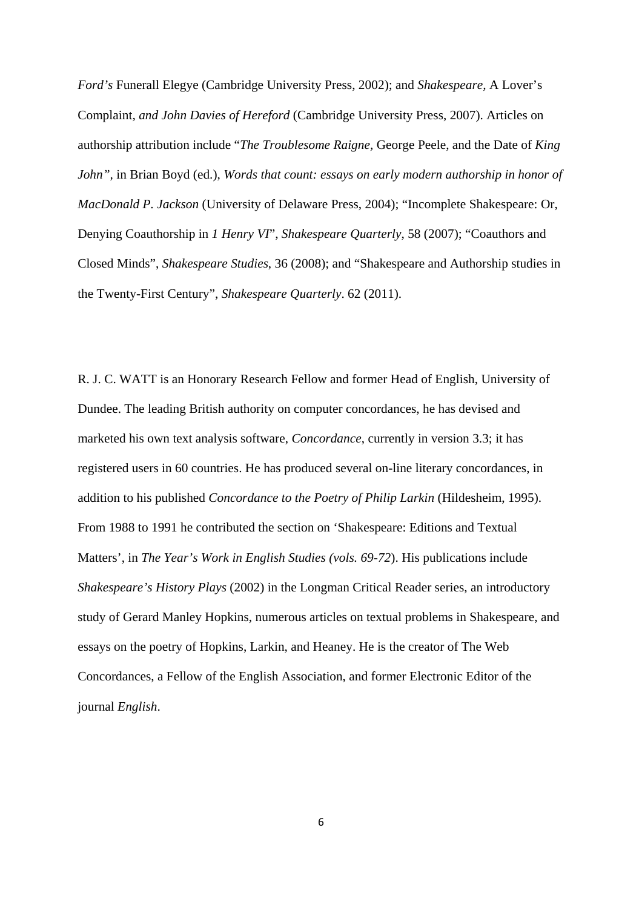*Ford's* Funerall Elegye (Cambridge University Press, 2002); and *Shakespeare,* A Lover's Complaint, *and John Davies of Hereford* (Cambridge University Press, 2007). Articles on authorship attribution include "*The Troublesome Raigne,* George Peele, and the Date of *King John"*, in Brian Boyd (ed.), *Words that count: essays on early modern authorship in honor of MacDonald P. Jackson* (University of Delaware Press, 2004); "Incomplete Shakespeare: Or, Denying Coauthorship in *1 Henry VI*", *Shakespeare Quarterly*, 58 (2007); "Coauthors and Closed Minds", *Shakespeare Studies*, 36 (2008); and "Shakespeare and Authorship studies in the Twenty-First Century", *Shakespeare Quarterly*. 62 (2011).

R. J. C. WATT is an Honorary Research Fellow and former Head of English, University of Dundee. The leading British authority on computer concordances, he has devised and marketed his own text analysis software, *Concordance*, currently in version 3.3; it has registered users in 60 countries. He has produced several on-line literary concordances, in addition to his published *Concordance to the Poetry of Philip Larkin* (Hildesheim, 1995). From 1988 to 1991 he contributed the section on 'Shakespeare: Editions and Textual Matters', in *The Year's Work in English Studies (vols. 69-72*). His publications include *Shakespeare's History Plays* (2002) in the Longman Critical Reader series, an introductory study of Gerard Manley Hopkins, numerous articles on textual problems in Shakespeare, and essays on the poetry of Hopkins, Larkin, and Heaney. He is the creator of The Web Concordances, a Fellow of the English Association, and former Electronic Editor of the journal *English*.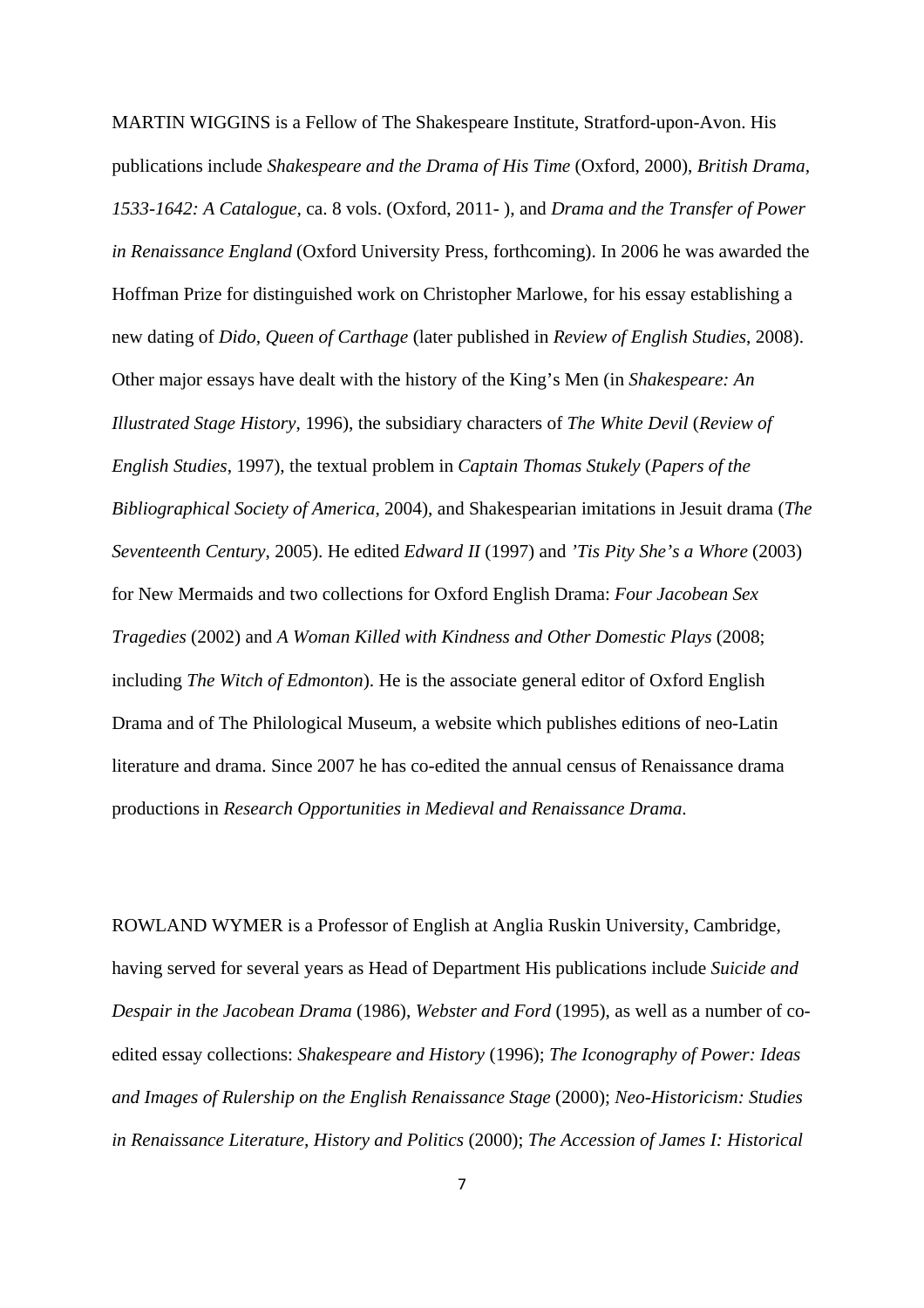MARTIN WIGGINS is a Fellow of The Shakespeare Institute, Stratford-upon-Avon. His publications include *Shakespeare and the Drama of His Time* (Oxford, 2000), *British Drama, 1533-1642: A Catalogue*, ca. 8 vols. (Oxford, 2011- ), and *Drama and the Transfer of Power in Renaissance England* (Oxford University Press, forthcoming). In 2006 he was awarded the Hoffman Prize for distinguished work on Christopher Marlowe, for his essay establishing a new dating of *Dido, Queen of Carthage* (later published in *Review of English Studies*, 2008). Other major essays have dealt with the history of the King's Men (in *Shakespeare: An Illustrated Stage History*, 1996), the subsidiary characters of *The White Devil* (*Review of English Studies*, 1997), the textual problem in *Captain Thomas Stukely* (*Papers of the Bibliographical Society of America*, 2004), and Shakespearian imitations in Jesuit drama (*The Seventeenth Century*, 2005). He edited *Edward II* (1997) and *'Tis Pity She's a Whore* (2003) for New Mermaids and two collections for Oxford English Drama: *Four Jacobean Sex Tragedies* (2002) and *A Woman Killed with Kindness and Other Domestic Plays* (2008; including *The Witch of Edmonton*). He is the associate general editor of Oxford English Drama and of The Philological Museum, a website which publishes editions of neo-Latin literature and drama. Since 2007 he has co-edited the annual census of Renaissance drama productions in *Research Opportunities in Medieval and Renaissance Drama*.

ROWLAND WYMER is a Professor of English at Anglia Ruskin University, Cambridge, having served for several years as Head of Department His publications include *Suicide and Despair in the Jacobean Drama* (1986), *Webster and Ford* (1995), as well as a number of co-edited essay collections: *Shakespeare and History* (1996); *The Iconography of Power: Ideas and Images of Rulership on the English Renaissance Stage* (2000); *Neo-Historicism: Studies in Renaissance Literature, History and Politics* (2000); *The Accession of James I: Historical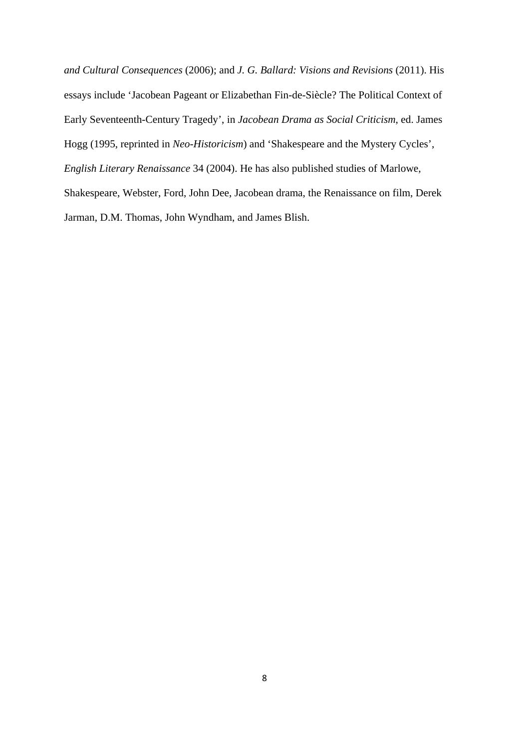*and Cultural Consequences* (2006); and *J. G. Ballard: Visions and Revisions* (2011). His essays include 'Jacobean Pageant or Elizabethan Fin-de-Siècle? The Political Context of Early Seventeenth-Century Tragedy', in *Jacobean Drama as Social Criticism*, ed. James Hogg (1995, reprinted in *Neo-Historicism*) and 'Shakespeare and the Mystery Cycles', *English Literary Renaissance* 34 (2004). He has also published studies of Marlowe, Shakespeare, Webster, Ford, John Dee, Jacobean drama, the Renaissance on film, Derek Jarman, D.M. Thomas, John Wyndham, and James Blish.